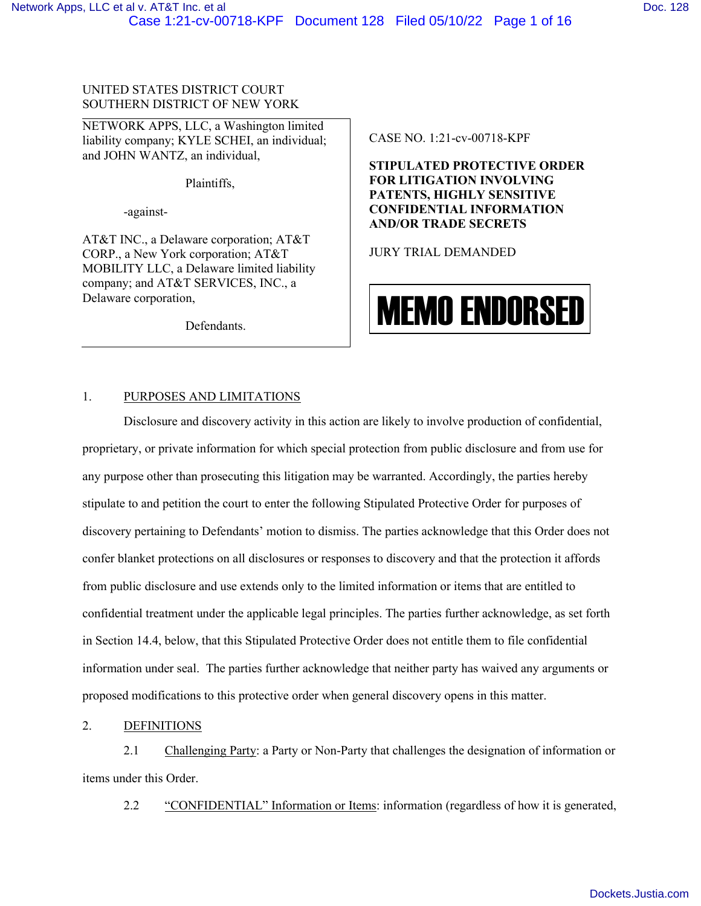UNITED STATES DISTRICT COURT
SOUTHERN DISTRICT OF NEW YORK

NETWORK APPS, LLC, a Washington limited liability company; KYLE SCHEI, an individual; and JOHN WANTZ, an individual,

Plaintiffs,

-against-

AT&T INC., a Delaware corporation; AT&T CORP., a New York corporation; AT&T MOBILITY LLC, a Delaware limited liability company; and AT&T SERVICES, INC., a Delaware corporation,

Defendants.

CASE NO. 1:21-cv-00718-KPF

**STIPULATED PROTECTIVE ORDER FOR LITIGATION INVOLVING PATENTS, HIGHLY SENSITIVE CONFIDENTIAL INFORMATION AND/OR TRADE SECRETS**

JURY TRIAL DEMANDED

**MEMO ENDORSED**

1. PURPOSES AND LIMITATIONS

Disclosure and discovery activity in this action are likely to involve production of confidential, proprietary, or private information for which special protection from public disclosure and from use for any purpose other than prosecuting this litigation may be warranted. Accordingly, the parties hereby stipulate to and petition the court to enter the following Stipulated Protective Order for purposes of discovery pertaining to Defendants' motion to dismiss. The parties acknowledge that this Order does not confer blanket protections on all disclosures or responses to discovery and that the protection it affords from public disclosure and use extends only to the limited information or items that are entitled to confidential treatment under the applicable legal principles. The parties further acknowledge, as set forth in Section 14.4, below, that this Stipulated Protective Order does not entitle them to file confidential information under seal. The parties further acknowledge that neither party has waived any arguments or proposed modifications to this protective order when general discovery opens in this matter.

2. DEFINITIONS

2.1 Challenging Party: a Party or Non-Party that challenges the designation of information or items under this Order.

2.2 "CONFIDENTIAL" Information or Items: information (regardless of how it is generated,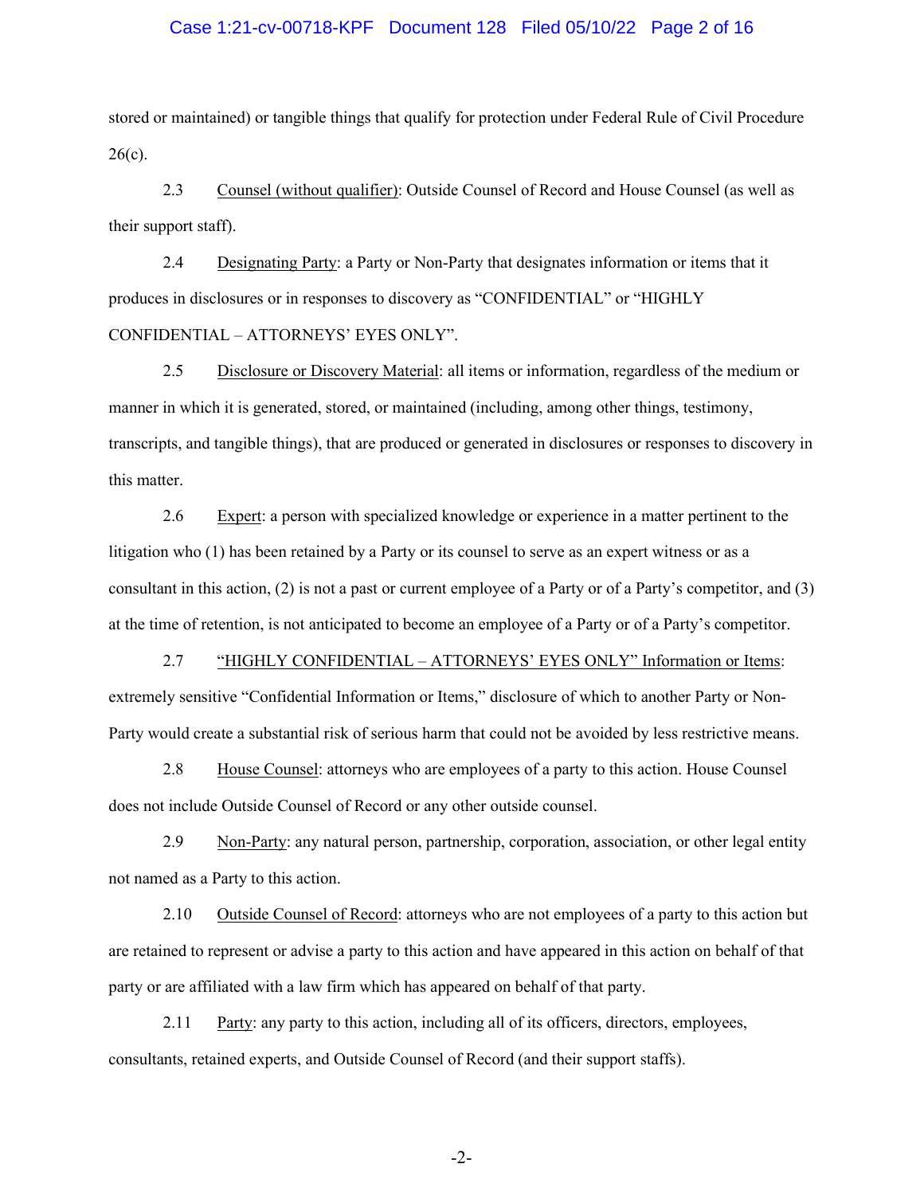stored or maintained) or tangible things that qualify for protection under Federal Rule of Civil Procedure 26(c).

2.3 Counsel (without qualifier): Outside Counsel of Record and House Counsel (as well as their support staff).

2.4 Designating Party: a Party or Non-Party that designates information or items that it produces in disclosures or in responses to discovery as "CONFIDENTIAL" or "HIGHLY CONFIDENTIAL – ATTORNEYS' EYES ONLY".

2.5 Disclosure or Discovery Material: all items or information, regardless of the medium or manner in which it is generated, stored, or maintained (including, among other things, testimony, transcripts, and tangible things), that are produced or generated in disclosures or responses to discovery in this matter.

2.6 Expert: a person with specialized knowledge or experience in a matter pertinent to the litigation who (1) has been retained by a Party or its counsel to serve as an expert witness or as a consultant in this action, (2) is not a past or current employee of a Party or of a Party's competitor, and (3) at the time of retention, is not anticipated to become an employee of a Party or of a Party's competitor.

2.7 "HIGHLY CONFIDENTIAL – ATTORNEYS' EYES ONLY" Information or Items: extremely sensitive "Confidential Information or Items," disclosure of which to another Party or Non-Party would create a substantial risk of serious harm that could not be avoided by less restrictive means.

2.8 House Counsel: attorneys who are employees of a party to this action. House Counsel does not include Outside Counsel of Record or any other outside counsel.

2.9 Non-Party: any natural person, partnership, corporation, association, or other legal entity not named as a Party to this action.

2.10 Outside Counsel of Record: attorneys who are not employees of a party to this action but are retained to represent or advise a party to this action and have appeared in this action on behalf of that party or are affiliated with a law firm which has appeared on behalf of that party.

2.11 Party: any party to this action, including all of its officers, directors, employees, consultants, retained experts, and Outside Counsel of Record (and their support staffs).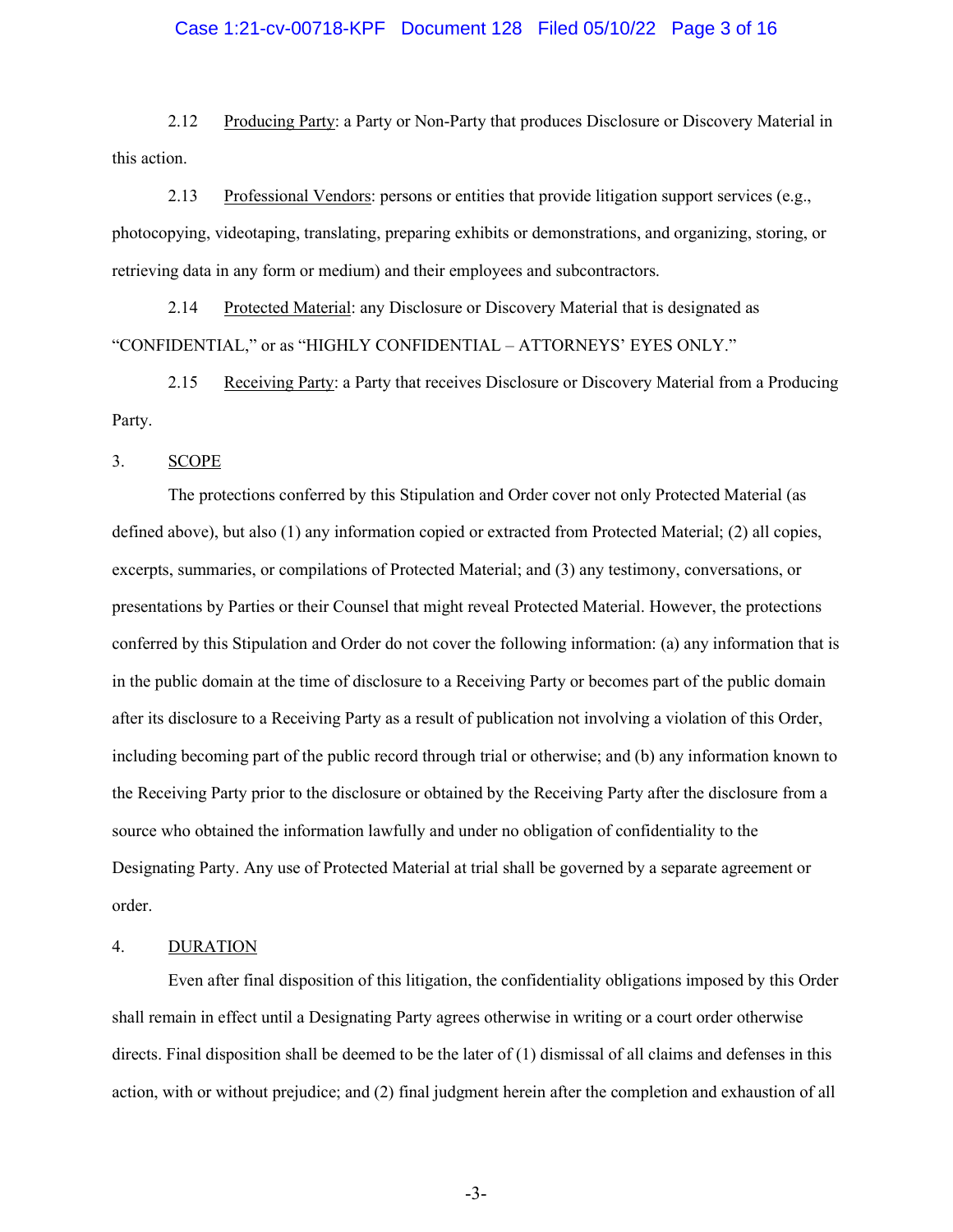2.12 Producing Party: a Party or Non-Party that produces Disclosure or Discovery Material in this action.

2.13 Professional Vendors: persons or entities that provide litigation support services (e.g., photocopying, videotaping, translating, preparing exhibits or demonstrations, and organizing, storing, or retrieving data in any form or medium) and their employees and subcontractors.

2.14 Protected Material: any Disclosure or Discovery Material that is designated as "CONFIDENTIAL," or as "HIGHLY CONFIDENTIAL – ATTORNEYS' EYES ONLY."

2.15 Receiving Party: a Party that receives Disclosure or Discovery Material from a Producing Party.

3. SCOPE

The protections conferred by this Stipulation and Order cover not only Protected Material (as defined above), but also (1) any information copied or extracted from Protected Material; (2) all copies, excerpts, summaries, or compilations of Protected Material; and (3) any testimony, conversations, or presentations by Parties or their Counsel that might reveal Protected Material. However, the protections conferred by this Stipulation and Order do not cover the following information: (a) any information that is in the public domain at the time of disclosure to a Receiving Party or becomes part of the public domain after its disclosure to a Receiving Party as a result of publication not involving a violation of this Order, including becoming part of the public record through trial or otherwise; and (b) any information known to the Receiving Party prior to the disclosure or obtained by the Receiving Party after the disclosure from a source who obtained the information lawfully and under no obligation of confidentiality to the Designating Party. Any use of Protected Material at trial shall be governed by a separate agreement or order.

4. DURATION

Even after final disposition of this litigation, the confidentiality obligations imposed by this Order shall remain in effect until a Designating Party agrees otherwise in writing or a court order otherwise directs. Final disposition shall be deemed to be the later of (1) dismissal of all claims and defenses in this action, with or without prejudice; and (2) final judgment herein after the completion and exhaustion of all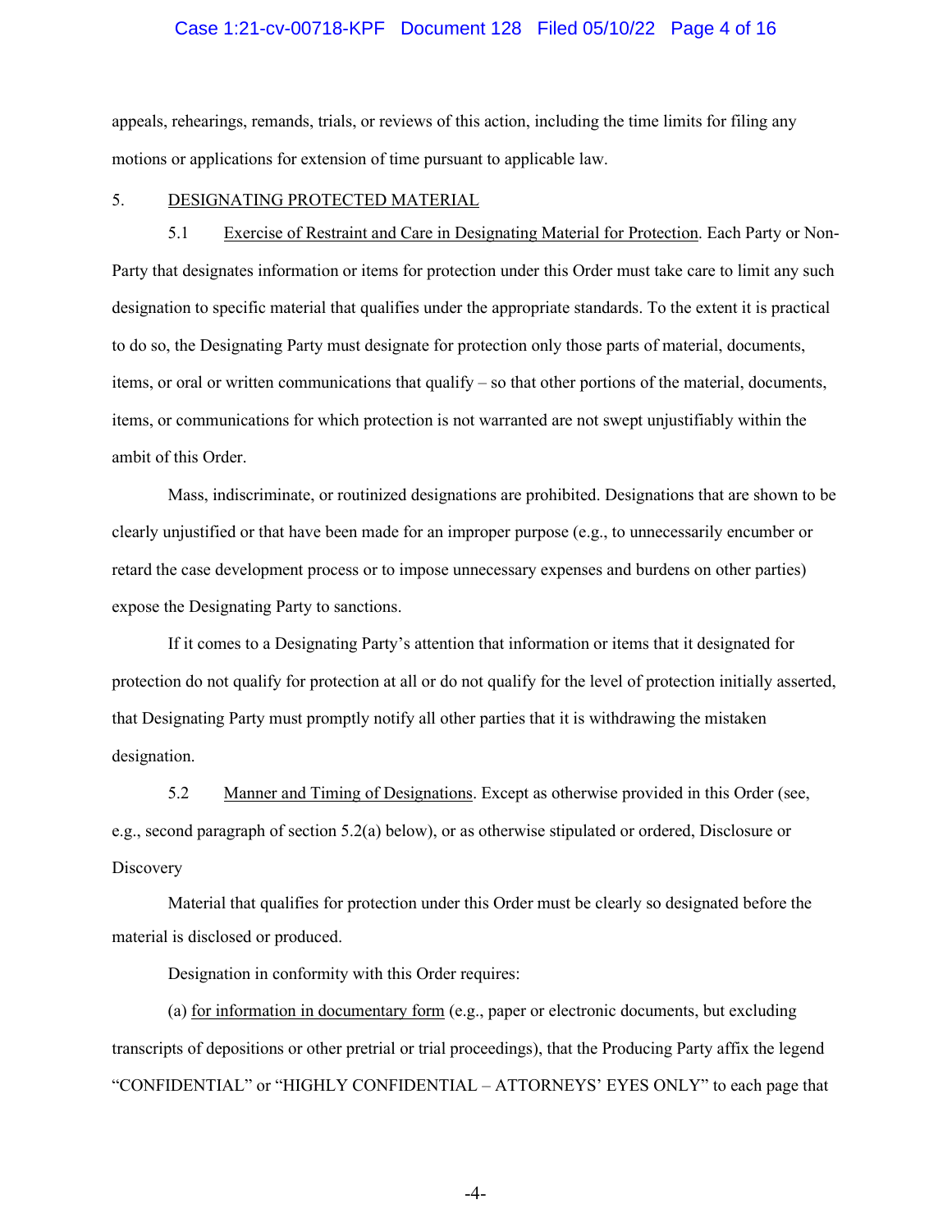appeals, rehearings, remands, trials, or reviews of this action, including the time limits for filing any motions or applications for extension of time pursuant to applicable law.

## 5. DESIGNATING PROTECTED MATERIAL

5.1 Exercise of Restraint and Care in Designating Material for Protection. Each Party or Non-Party that designates information or items for protection under this Order must take care to limit any such designation to specific material that qualifies under the appropriate standards. To the extent it is practical to do so, the Designating Party must designate for protection only those parts of material, documents, items, or oral or written communications that qualify – so that other portions of the material, documents, items, or communications for which protection is not warranted are not swept unjustifiably within the ambit of this Order.

Mass, indiscriminate, or routinized designations are prohibited. Designations that are shown to be clearly unjustified or that have been made for an improper purpose (e.g., to unnecessarily encumber or retard the case development process or to impose unnecessary expenses and burdens on other parties) expose the Designating Party to sanctions.

If it comes to a Designating Party's attention that information or items that it designated for protection do not qualify for protection at all or do not qualify for the level of protection initially asserted, that Designating Party must promptly notify all other parties that it is withdrawing the mistaken designation.

5.2 Manner and Timing of Designations. Except as otherwise provided in this Order (see, e.g., second paragraph of section 5.2(a) below), or as otherwise stipulated or ordered, Disclosure or Discovery

Material that qualifies for protection under this Order must be clearly so designated before the material is disclosed or produced.

Designation in conformity with this Order requires:

(a) for information in documentary form (e.g., paper or electronic documents, but excluding transcripts of depositions or other pretrial or trial proceedings), that the Producing Party affix the legend "CONFIDENTIAL" or "HIGHLY CONFIDENTIAL – ATTORNEYS' EYES ONLY" to each page that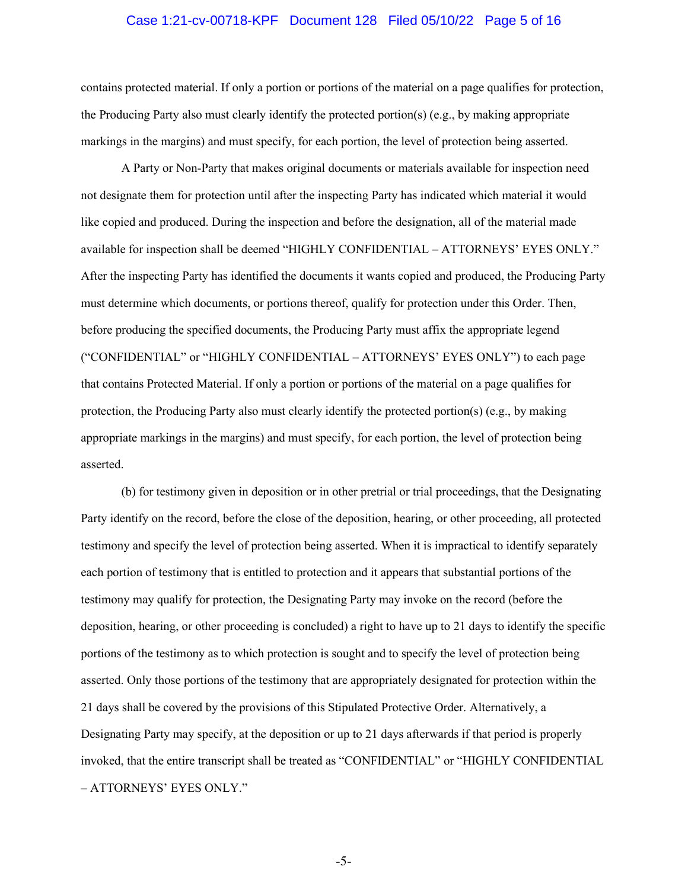contains protected material. If only a portion or portions of the material on a page qualifies for protection, the Producing Party also must clearly identify the protected portion(s) (e.g., by making appropriate markings in the margins) and must specify, for each portion, the level of protection being asserted.

A Party or Non-Party that makes original documents or materials available for inspection need not designate them for protection until after the inspecting Party has indicated which material it would like copied and produced. During the inspection and before the designation, all of the material made available for inspection shall be deemed "HIGHLY CONFIDENTIAL – ATTORNEYS' EYES ONLY." After the inspecting Party has identified the documents it wants copied and produced, the Producing Party must determine which documents, or portions thereof, qualify for protection under this Order. Then, before producing the specified documents, the Producing Party must affix the appropriate legend ("CONFIDENTIAL" or "HIGHLY CONFIDENTIAL – ATTORNEYS' EYES ONLY") to each page that contains Protected Material. If only a portion or portions of the material on a page qualifies for protection, the Producing Party also must clearly identify the protected portion(s) (e.g., by making appropriate markings in the margins) and must specify, for each portion, the level of protection being asserted.

(b) for testimony given in deposition or in other pretrial or trial proceedings, that the Designating Party identify on the record, before the close of the deposition, hearing, or other proceeding, all protected testimony and specify the level of protection being asserted. When it is impractical to identify separately each portion of testimony that is entitled to protection and it appears that substantial portions of the testimony may qualify for protection, the Designating Party may invoke on the record (before the deposition, hearing, or other proceeding is concluded) a right to have up to 21 days to identify the specific portions of the testimony as to which protection is sought and to specify the level of protection being asserted. Only those portions of the testimony that are appropriately designated for protection within the 21 days shall be covered by the provisions of this Stipulated Protective Order. Alternatively, a Designating Party may specify, at the deposition or up to 21 days afterwards if that period is properly invoked, that the entire transcript shall be treated as "CONFIDENTIAL" or "HIGHLY CONFIDENTIAL – ATTORNEYS' EYES ONLY."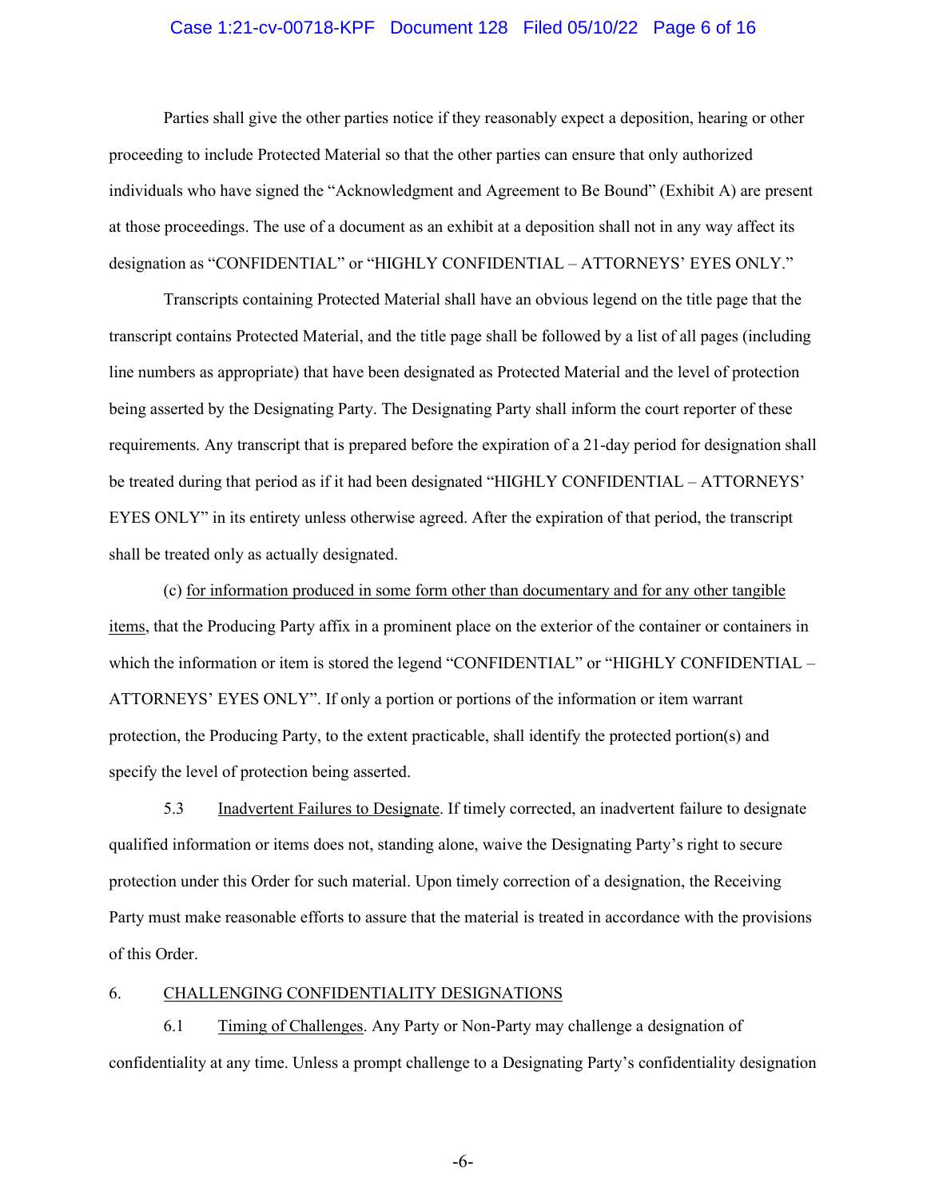Parties shall give the other parties notice if they reasonably expect a deposition, hearing or other proceeding to include Protected Material so that the other parties can ensure that only authorized individuals who have signed the "Acknowledgment and Agreement to Be Bound" (Exhibit A) are present at those proceedings. The use of a document as an exhibit at a deposition shall not in any way affect its designation as "CONFIDENTIAL" or "HIGHLY CONFIDENTIAL – ATTORNEYS' EYES ONLY."

Transcripts containing Protected Material shall have an obvious legend on the title page that the transcript contains Protected Material, and the title page shall be followed by a list of all pages (including line numbers as appropriate) that have been designated as Protected Material and the level of protection being asserted by the Designating Party. The Designating Party shall inform the court reporter of these requirements. Any transcript that is prepared before the expiration of a 21-day period for designation shall be treated during that period as if it had been designated "HIGHLY CONFIDENTIAL – ATTORNEYS' EYES ONLY" in its entirety unless otherwise agreed. After the expiration of that period, the transcript shall be treated only as actually designated.

(c) for information produced in some form other than documentary and for any other tangible items, that the Producing Party affix in a prominent place on the exterior of the container or containers in which the information or item is stored the legend "CONFIDENTIAL" or "HIGHLY CONFIDENTIAL – ATTORNEYS' EYES ONLY". If only a portion or portions of the information or item warrant protection, the Producing Party, to the extent practicable, shall identify the protected portion(s) and specify the level of protection being asserted.

5.3 Inadvertent Failures to Designate. If timely corrected, an inadvertent failure to designate qualified information or items does not, standing alone, waive the Designating Party's right to secure protection under this Order for such material. Upon timely correction of a designation, the Receiving Party must make reasonable efforts to assure that the material is treated in accordance with the provisions of this Order.

## 6. CHALLENGING CONFIDENTIALITY DESIGNATIONS

6.1 Timing of Challenges. Any Party or Non-Party may challenge a designation of confidentiality at any time. Unless a prompt challenge to a Designating Party's confidentiality designation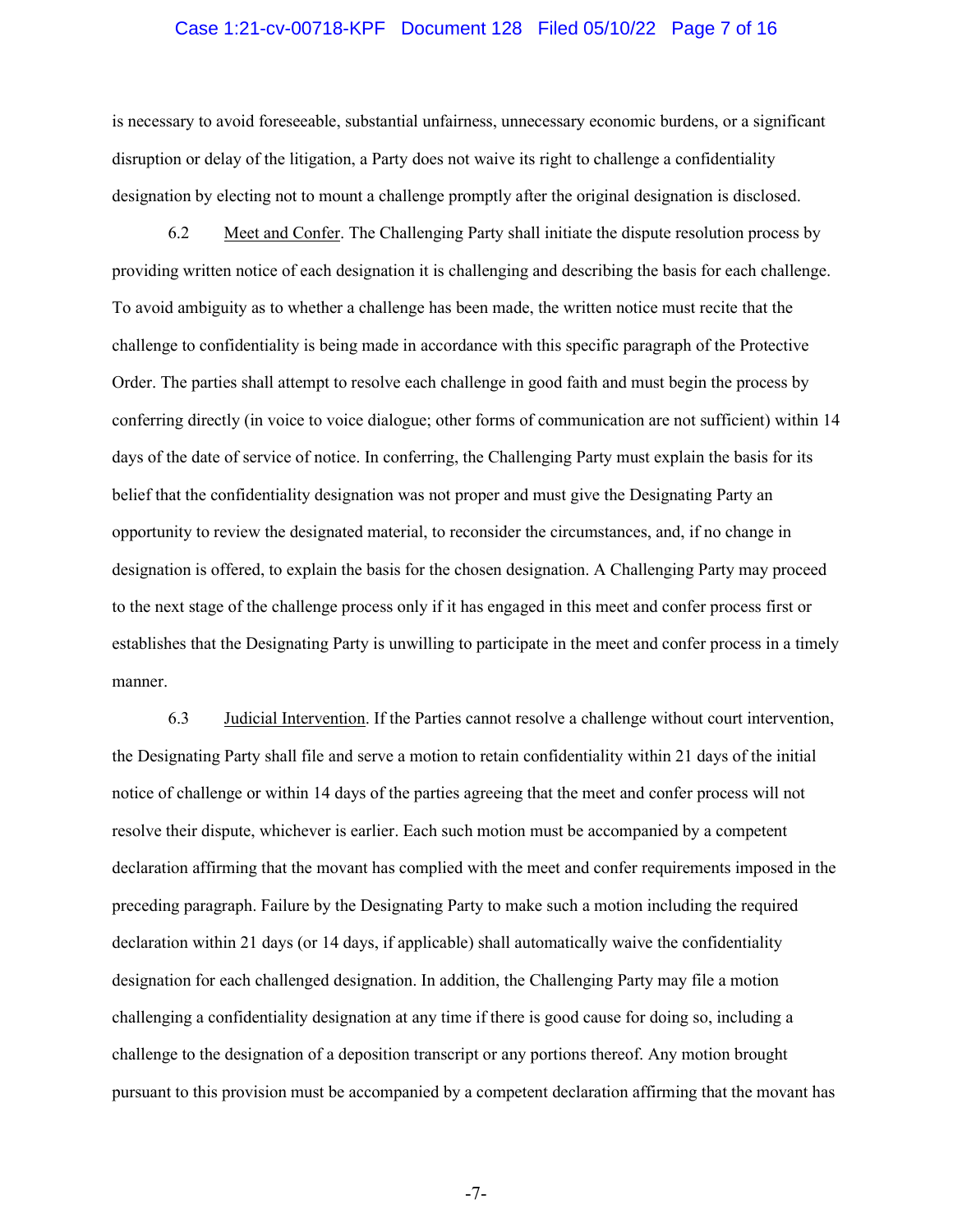is necessary to avoid foreseeable, substantial unfairness, unnecessary economic burdens, or a significant disruption or delay of the litigation, a Party does not waive its right to challenge a confidentiality designation by electing not to mount a challenge promptly after the original designation is disclosed.

6.2 Meet and Confer. The Challenging Party shall initiate the dispute resolution process by providing written notice of each designation it is challenging and describing the basis for each challenge. To avoid ambiguity as to whether a challenge has been made, the written notice must recite that the challenge to confidentiality is being made in accordance with this specific paragraph of the Protective Order. The parties shall attempt to resolve each challenge in good faith and must begin the process by conferring directly (in voice to voice dialogue; other forms of communication are not sufficient) within 14 days of the date of service of notice. In conferring, the Challenging Party must explain the basis for its belief that the confidentiality designation was not proper and must give the Designating Party an opportunity to review the designated material, to reconsider the circumstances, and, if no change in designation is offered, to explain the basis for the chosen designation. A Challenging Party may proceed to the next stage of the challenge process only if it has engaged in this meet and confer process first or establishes that the Designating Party is unwilling to participate in the meet and confer process in a timely manner.

6.3 Judicial Intervention. If the Parties cannot resolve a challenge without court intervention, the Designating Party shall file and serve a motion to retain confidentiality within 21 days of the initial notice of challenge or within 14 days of the parties agreeing that the meet and confer process will not resolve their dispute, whichever is earlier. Each such motion must be accompanied by a competent declaration affirming that the movant has complied with the meet and confer requirements imposed in the preceding paragraph. Failure by the Designating Party to make such a motion including the required declaration within 21 days (or 14 days, if applicable) shall automatically waive the confidentiality designation for each challenged designation. In addition, the Challenging Party may file a motion challenging a confidentiality designation at any time if there is good cause for doing so, including a challenge to the designation of a deposition transcript or any portions thereof. Any motion brought pursuant to this provision must be accompanied by a competent declaration affirming that the movant has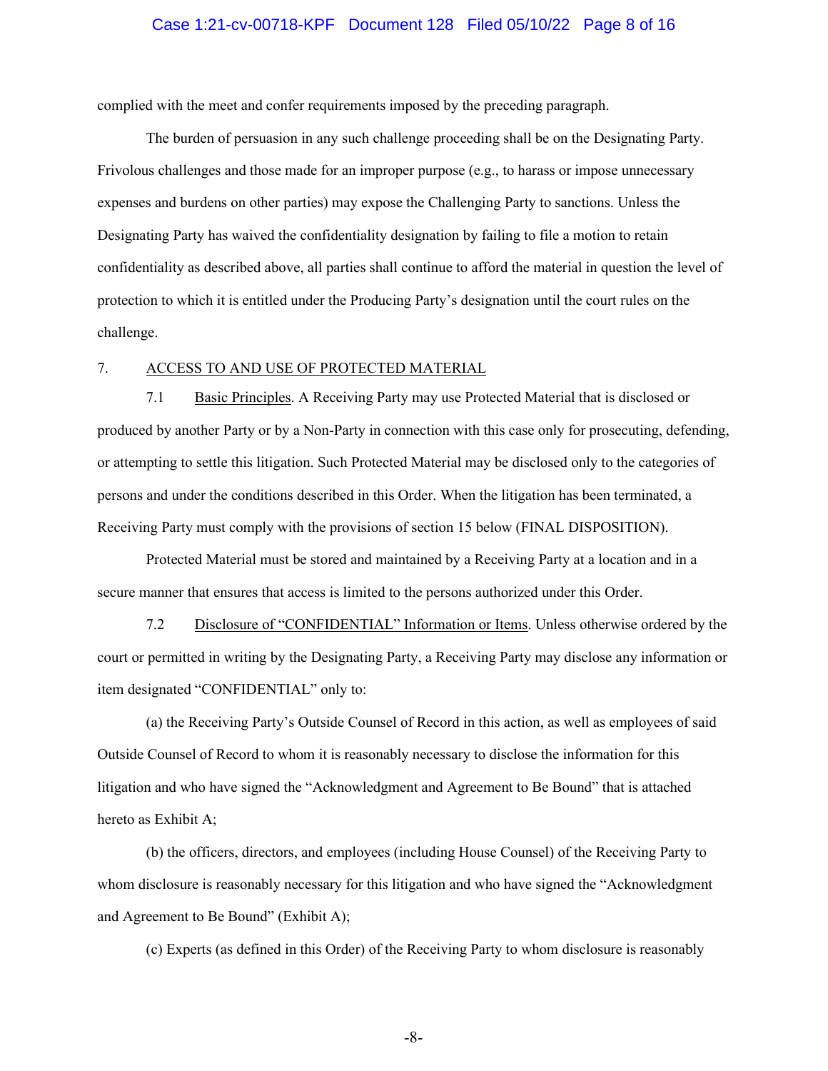complied with the meet and confer requirements imposed by the preceding paragraph.

The burden of persuasion in any such challenge proceeding shall be on the Designating Party. Frivolous challenges and those made for an improper purpose (e.g., to harass or impose unnecessary expenses and burdens on other parties) may expose the Challenging Party to sanctions. Unless the Designating Party has waived the confidentiality designation by failing to file a motion to retain confidentiality as described above, all parties shall continue to afford the material in question the level of protection to which it is entitled under the Producing Party's designation until the court rules on the challenge.

7. ACCESS TO AND USE OF PROTECTED MATERIAL

7.1 Basic Principles. A Receiving Party may use Protected Material that is disclosed or produced by another Party or by a Non-Party in connection with this case only for prosecuting, defending, or attempting to settle this litigation. Such Protected Material may be disclosed only to the categories of persons and under the conditions described in this Order. When the litigation has been terminated, a Receiving Party must comply with the provisions of section 15 below (FINAL DISPOSITION).

Protected Material must be stored and maintained by a Receiving Party at a location and in a secure manner that ensures that access is limited to the persons authorized under this Order.

7.2 Disclosure of "CONFIDENTIAL" Information or Items. Unless otherwise ordered by the court or permitted in writing by the Designating Party, a Receiving Party may disclose any information or item designated "CONFIDENTIAL" only to:

(a) the Receiving Party's Outside Counsel of Record in this action, as well as employees of said Outside Counsel of Record to whom it is reasonably necessary to disclose the information for this litigation and who have signed the "Acknowledgment and Agreement to Be Bound" that is attached hereto as Exhibit A;

(b) the officers, directors, and employees (including House Counsel) of the Receiving Party to whom disclosure is reasonably necessary for this litigation and who have signed the "Acknowledgment and Agreement to Be Bound" (Exhibit A);

(c) Experts (as defined in this Order) of the Receiving Party to whom disclosure is reasonably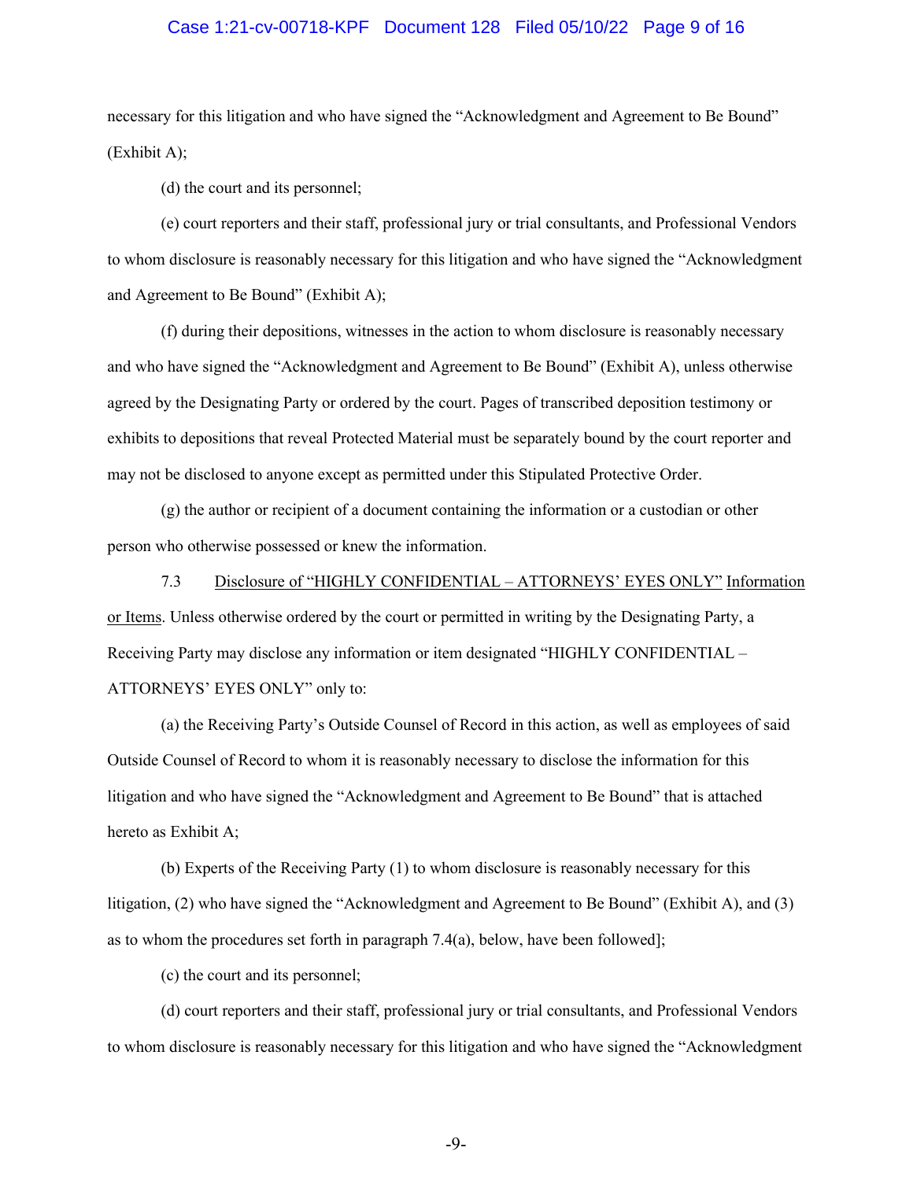necessary for this litigation and who have signed the "Acknowledgment and Agreement to Be Bound" (Exhibit A);

(d) the court and its personnel;

(e) court reporters and their staff, professional jury or trial consultants, and Professional Vendors to whom disclosure is reasonably necessary for this litigation and who have signed the "Acknowledgment and Agreement to Be Bound" (Exhibit A);

(f) during their depositions, witnesses in the action to whom disclosure is reasonably necessary and who have signed the "Acknowledgment and Agreement to Be Bound" (Exhibit A), unless otherwise agreed by the Designating Party or ordered by the court. Pages of transcribed deposition testimony or exhibits to depositions that reveal Protected Material must be separately bound by the court reporter and may not be disclosed to anyone except as permitted under this Stipulated Protective Order.

(g) the author or recipient of a document containing the information or a custodian or other person who otherwise possessed or knew the information.

7.3 Disclosure of "HIGHLY CONFIDENTIAL – ATTORNEYS' EYES ONLY" Information or Items. Unless otherwise ordered by the court or permitted in writing by the Designating Party, a Receiving Party may disclose any information or item designated "HIGHLY CONFIDENTIAL – ATTORNEYS' EYES ONLY" only to:

(a) the Receiving Party's Outside Counsel of Record in this action, as well as employees of said Outside Counsel of Record to whom it is reasonably necessary to disclose the information for this litigation and who have signed the "Acknowledgment and Agreement to Be Bound" that is attached hereto as Exhibit A;

(b) Experts of the Receiving Party (1) to whom disclosure is reasonably necessary for this litigation, (2) who have signed the "Acknowledgment and Agreement to Be Bound" (Exhibit A), and (3) as to whom the procedures set forth in paragraph 7.4(a), below, have been followed];

(c) the court and its personnel;

(d) court reporters and their staff, professional jury or trial consultants, and Professional Vendors to whom disclosure is reasonably necessary for this litigation and who have signed the "Acknowledgment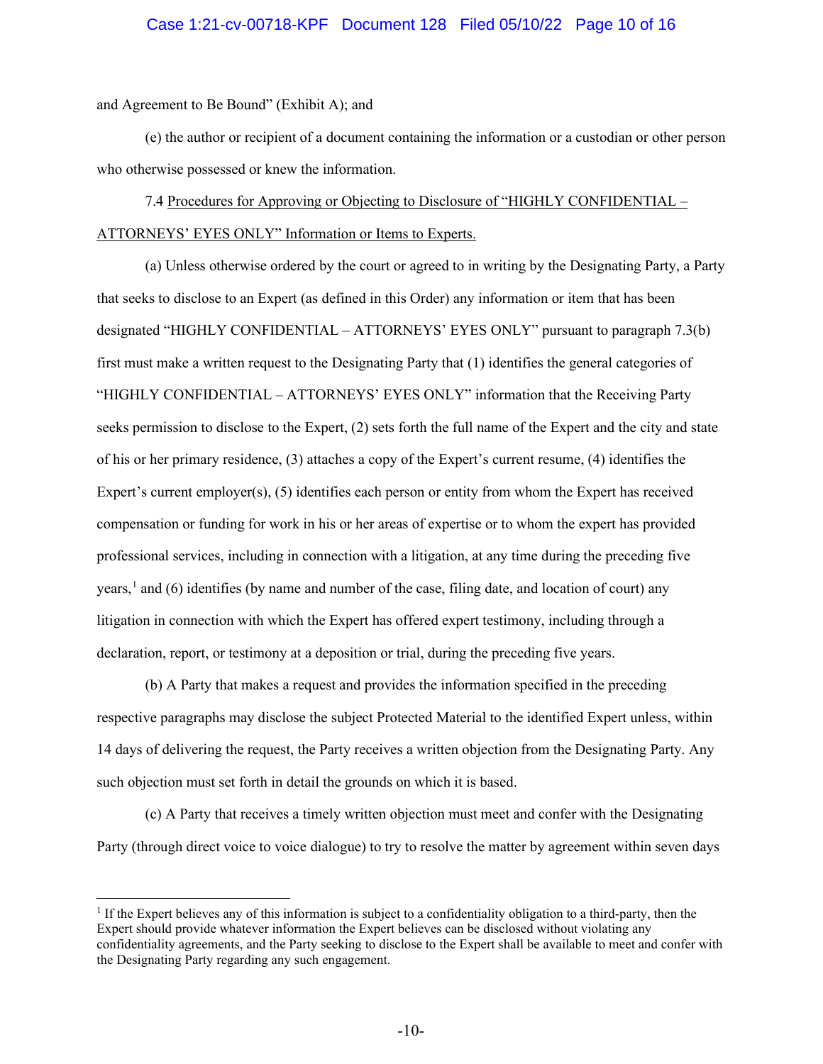and Agreement to Be Bound" (Exhibit A); and

(e) the author or recipient of a document containing the information or a custodian or other person who otherwise possessed or knew the information.

7.4 Procedures for Approving or Objecting to Disclosure of "HIGHLY CONFIDENTIAL – ATTORNEYS' EYES ONLY" Information or Items to Experts.

(a) Unless otherwise ordered by the court or agreed to in writing by the Designating Party, a Party that seeks to disclose to an Expert (as defined in this Order) any information or item that has been designated "HIGHLY CONFIDENTIAL – ATTORNEYS' EYES ONLY" pursuant to paragraph 7.3(b) first must make a written request to the Designating Party that (1) identifies the general categories of "HIGHLY CONFIDENTIAL – ATTORNEYS' EYES ONLY" information that the Receiving Party seeks permission to disclose to the Expert, (2) sets forth the full name of the Expert and the city and state of his or her primary residence, (3) attaches a copy of the Expert's current resume, (4) identifies the Expert's current employer(s), (5) identifies each person or entity from whom the Expert has received compensation or funding for work in his or her areas of expertise or to whom the expert has provided professional services, including in connection with a litigation, at any time during the preceding five years,[1] and (6) identifies (by name and number of the case, filing date, and location of court) any litigation in connection with which the Expert has offered expert testimony, including through a declaration, report, or testimony at a deposition or trial, during the preceding five years.

(b) A Party that makes a request and provides the information specified in the preceding respective paragraphs may disclose the subject Protected Material to the identified Expert unless, within 14 days of delivering the request, the Party receives a written objection from the Designating Party. Any such objection must set forth in detail the grounds on which it is based.

(c) A Party that receives a timely written objection must meet and confer with the Designating Party (through direct voice to voice dialogue) to try to resolve the matter by agreement within seven days

[1] If the Expert believes any of this information is subject to a confidentiality obligation to a third-party, then the Expert should provide whatever information the Expert believes can be disclosed without violating any confidentiality agreements, and the Party seeking to disclose to the Expert shall be available to meet and confer with the Designating Party regarding any such engagement.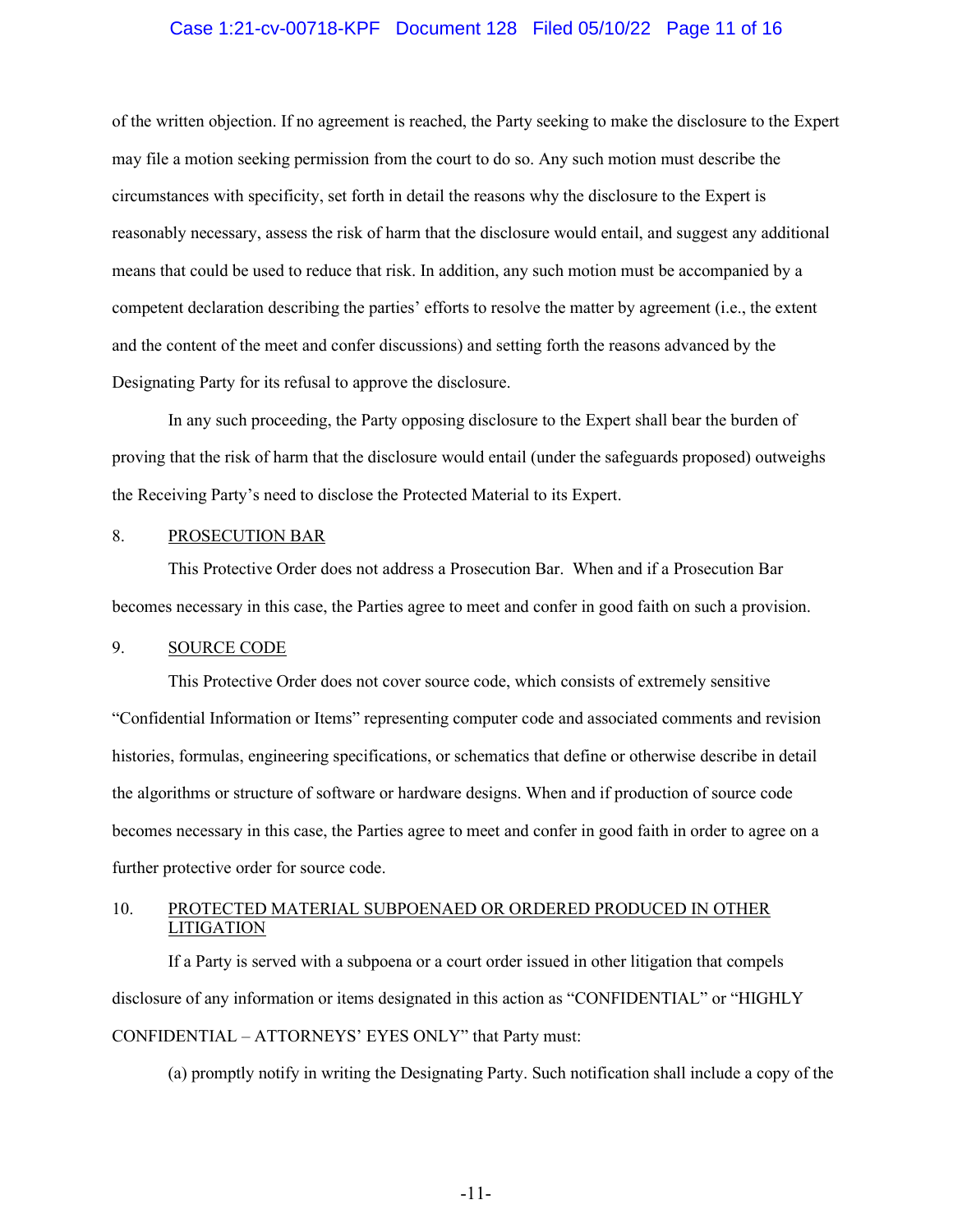of the written objection. If no agreement is reached, the Party seeking to make the disclosure to the Expert may file a motion seeking permission from the court to do so. Any such motion must describe the circumstances with specificity, set forth in detail the reasons why the disclosure to the Expert is reasonably necessary, assess the risk of harm that the disclosure would entail, and suggest any additional means that could be used to reduce that risk. In addition, any such motion must be accompanied by a competent declaration describing the parties' efforts to resolve the matter by agreement (i.e., the extent and the content of the meet and confer discussions) and setting forth the reasons advanced by the Designating Party for its refusal to approve the disclosure.

In any such proceeding, the Party opposing disclosure to the Expert shall bear the burden of proving that the risk of harm that the disclosure would entail (under the safeguards proposed) outweighs the Receiving Party's need to disclose the Protected Material to its Expert.

8. <u>PROSECUTION BAR</u>

This Protective Order does not address a Prosecution Bar. When and if a Prosecution Bar becomes necessary in this case, the Parties agree to meet and confer in good faith on such a provision.

9. <u>SOURCE CODE</u>

This Protective Order does not cover source code, which consists of extremely sensitive "Confidential Information or Items" representing computer code and associated comments and revision histories, formulas, engineering specifications, or schematics that define or otherwise describe in detail the algorithms or structure of software or hardware designs. When and if production of source code becomes necessary in this case, the Parties agree to meet and confer in good faith in order to agree on a further protective order for source code.

10. <u>PROTECTED MATERIAL SUBPOENAED OR ORDERED PRODUCED IN OTHER LITIGATION</u>

If a Party is served with a subpoena or a court order issued in other litigation that compels disclosure of any information or items designated in this action as "CONFIDENTIAL" or "HIGHLY CONFIDENTIAL – ATTORNEYS' EYES ONLY" that Party must:

(a) promptly notify in writing the Designating Party. Such notification shall include a copy of the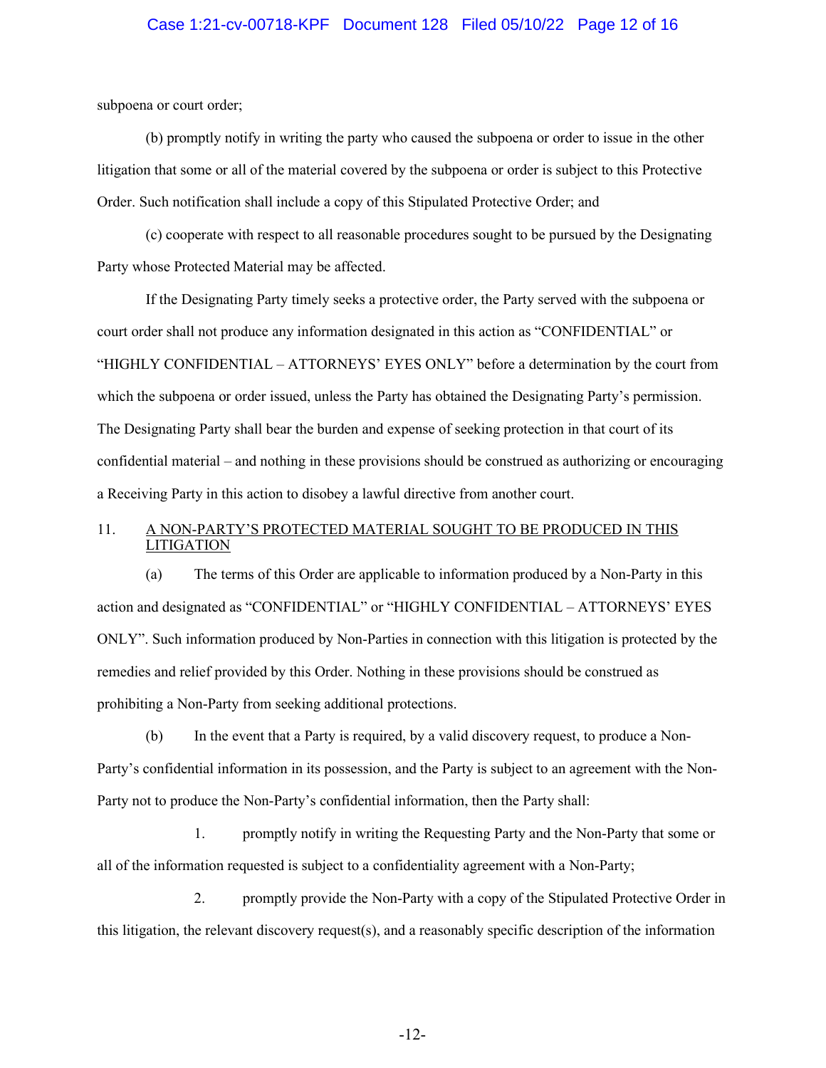subpoena or court order;

(b) promptly notify in writing the party who caused the subpoena or order to issue in the other litigation that some or all of the material covered by the subpoena or order is subject to this Protective Order. Such notification shall include a copy of this Stipulated Protective Order; and

(c) cooperate with respect to all reasonable procedures sought to be pursued by the Designating Party whose Protected Material may be affected.

If the Designating Party timely seeks a protective order, the Party served with the subpoena or court order shall not produce any information designated in this action as "CONFIDENTIAL" or "HIGHLY CONFIDENTIAL – ATTORNEYS' EYES ONLY" before a determination by the court from which the subpoena or order issued, unless the Party has obtained the Designating Party's permission. The Designating Party shall bear the burden and expense of seeking protection in that court of its confidential material – and nothing in these provisions should be construed as authorizing or encouraging a Receiving Party in this action to disobey a lawful directive from another court.

11. <u>A NON-PARTY'S PROTECTED MATERIAL SOUGHT TO BE PRODUCED IN THIS LITIGATION</u>

(a) The terms of this Order are applicable to information produced by a Non-Party in this action and designated as "CONFIDENTIAL" or "HIGHLY CONFIDENTIAL – ATTORNEYS' EYES ONLY". Such information produced by Non-Parties in connection with this litigation is protected by the remedies and relief provided by this Order. Nothing in these provisions should be construed as prohibiting a Non-Party from seeking additional protections.

(b) In the event that a Party is required, by a valid discovery request, to produce a Non-Party's confidential information in its possession, and the Party is subject to an agreement with the Non-Party not to produce the Non-Party's confidential information, then the Party shall:

1. promptly notify in writing the Requesting Party and the Non-Party that some or all of the information requested is subject to a confidentiality agreement with a Non-Party;

2. promptly provide the Non-Party with a copy of the Stipulated Protective Order in this litigation, the relevant discovery request(s), and a reasonably specific description of the information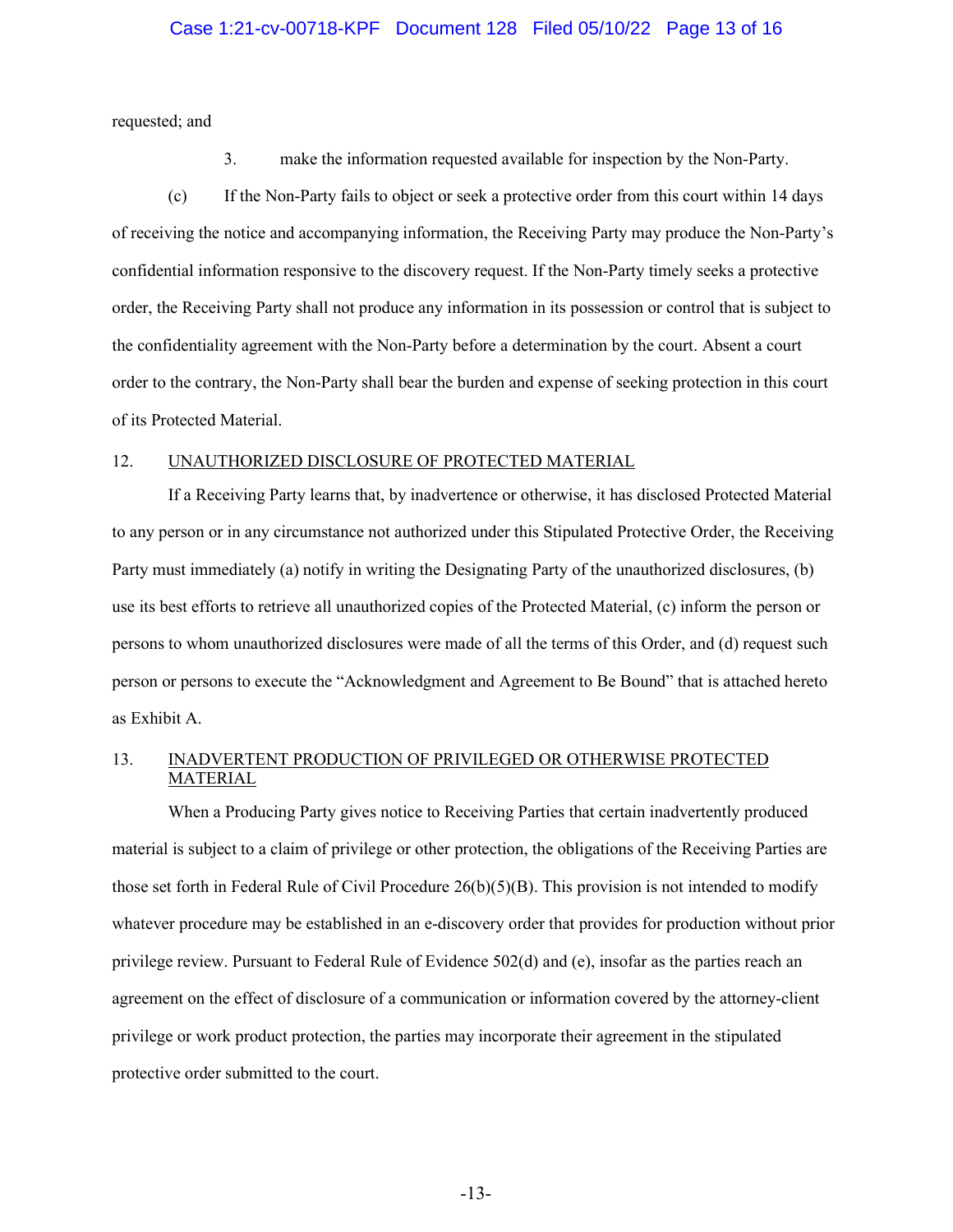requested; and

3. make the information requested available for inspection by the Non-Party.

(c) If the Non-Party fails to object or seek a protective order from this court within 14 days of receiving the notice and accompanying information, the Receiving Party may produce the Non-Party's confidential information responsive to the discovery request. If the Non-Party timely seeks a protective order, the Receiving Party shall not produce any information in its possession or control that is subject to the confidentiality agreement with the Non-Party before a determination by the court. Absent a court order to the contrary, the Non-Party shall bear the burden and expense of seeking protection in this court of its Protected Material.

## 12. UNAUTHORIZED DISCLOSURE OF PROTECTED MATERIAL

If a Receiving Party learns that, by inadvertence or otherwise, it has disclosed Protected Material to any person or in any circumstance not authorized under this Stipulated Protective Order, the Receiving Party must immediately (a) notify in writing the Designating Party of the unauthorized disclosures, (b) use its best efforts to retrieve all unauthorized copies of the Protected Material, (c) inform the person or persons to whom unauthorized disclosures were made of all the terms of this Order, and (d) request such person or persons to execute the "Acknowledgment and Agreement to Be Bound" that is attached hereto as Exhibit A.

## 13. INADVERTENT PRODUCTION OF PRIVILEGED OR OTHERWISE PROTECTED MATERIAL

When a Producing Party gives notice to Receiving Parties that certain inadvertently produced material is subject to a claim of privilege or other protection, the obligations of the Receiving Parties are those set forth in Federal Rule of Civil Procedure 26(b)(5)(B). This provision is not intended to modify whatever procedure may be established in an e-discovery order that provides for production without prior privilege review. Pursuant to Federal Rule of Evidence 502(d) and (e), insofar as the parties reach an agreement on the effect of disclosure of a communication or information covered by the attorney-client privilege or work product protection, the parties may incorporate their agreement in the stipulated protective order submitted to the court.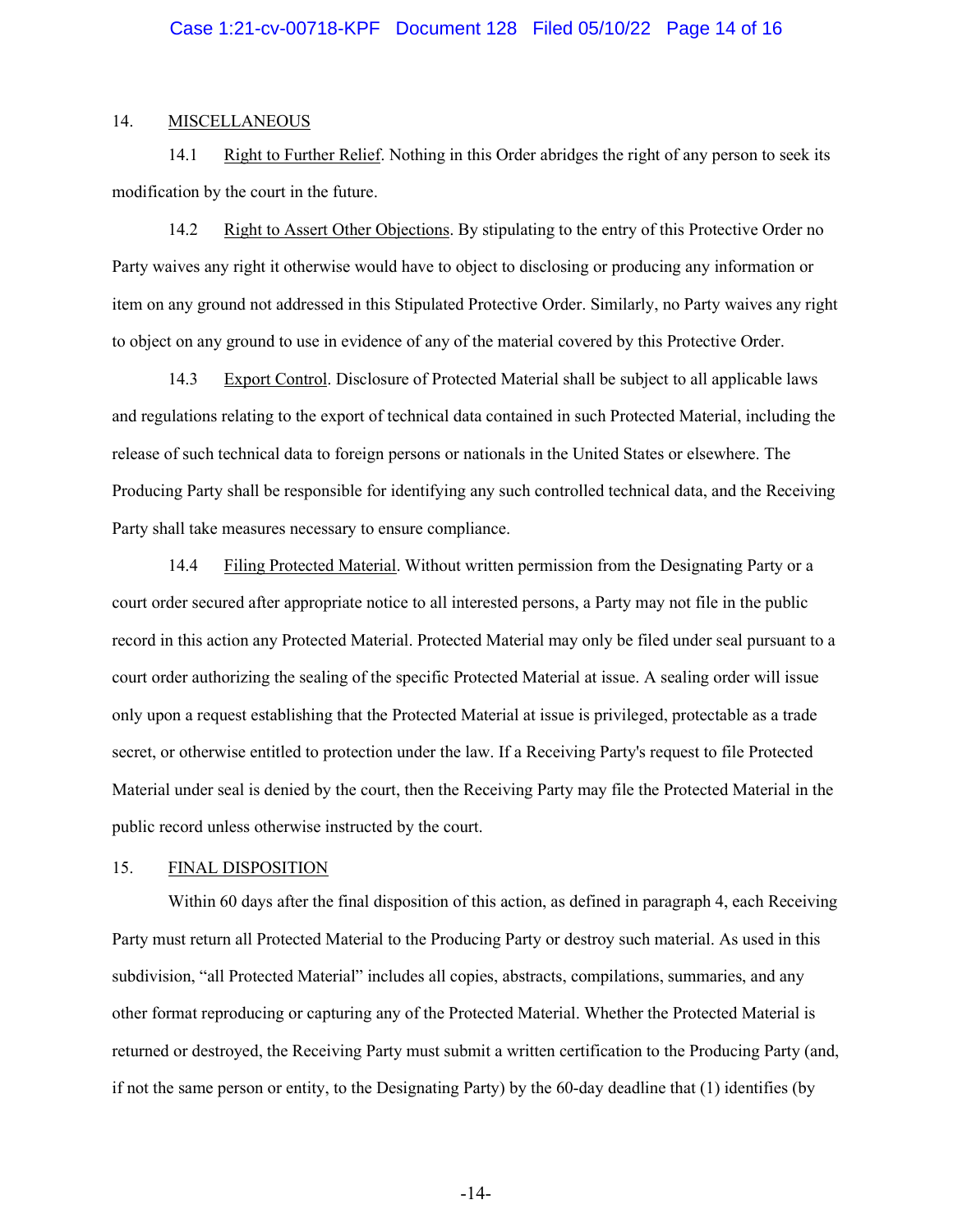## 14. MISCELLANEOUS

14.1 Right to Further Relief. Nothing in this Order abridges the right of any person to seek its modification by the court in the future.

14.2 Right to Assert Other Objections. By stipulating to the entry of this Protective Order no Party waives any right it otherwise would have to object to disclosing or producing any information or item on any ground not addressed in this Stipulated Protective Order. Similarly, no Party waives any right to object on any ground to use in evidence of any of the material covered by this Protective Order.

14.3 Export Control. Disclosure of Protected Material shall be subject to all applicable laws and regulations relating to the export of technical data contained in such Protected Material, including the release of such technical data to foreign persons or nationals in the United States or elsewhere. The Producing Party shall be responsible for identifying any such controlled technical data, and the Receiving Party shall take measures necessary to ensure compliance.

14.4 Filing Protected Material. Without written permission from the Designating Party or a court order secured after appropriate notice to all interested persons, a Party may not file in the public record in this action any Protected Material. Protected Material may only be filed under seal pursuant to a court order authorizing the sealing of the specific Protected Material at issue. A sealing order will issue only upon a request establishing that the Protected Material at issue is privileged, protectable as a trade secret, or otherwise entitled to protection under the law. If a Receiving Party's request to file Protected Material under seal is denied by the court, then the Receiving Party may file the Protected Material in the public record unless otherwise instructed by the court.

## 15. FINAL DISPOSITION

Within 60 days after the final disposition of this action, as defined in paragraph 4, each Receiving Party must return all Protected Material to the Producing Party or destroy such material. As used in this subdivision, "all Protected Material" includes all copies, abstracts, compilations, summaries, and any other format reproducing or capturing any of the Protected Material. Whether the Protected Material is returned or destroyed, the Receiving Party must submit a written certification to the Producing Party (and, if not the same person or entity, to the Designating Party) by the 60-day deadline that (1) identifies (by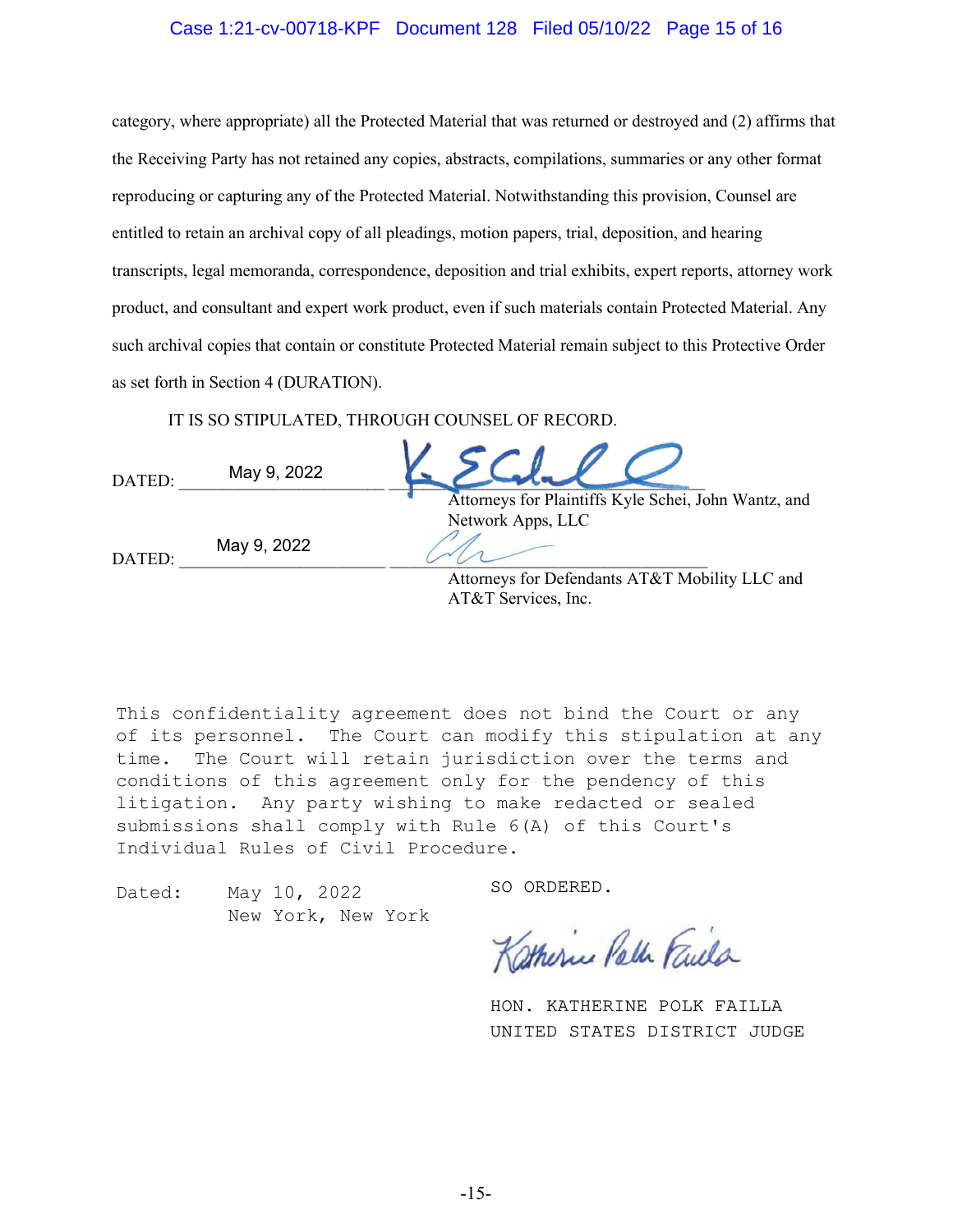category, where appropriate) all the Protected Material that was returned or destroyed and (2) affirms that the Receiving Party has not retained any copies, abstracts, compilations, summaries or any other format reproducing or capturing any of the Protected Material. Notwithstanding this provision, Counsel are entitled to retain an archival copy of all pleadings, motion papers, trial, deposition, and hearing transcripts, legal memoranda, correspondence, deposition and trial exhibits, expert reports, attorney work product, and consultant and expert work product, even if such materials contain Protected Material. Any such archival copies that contain or constitute Protected Material remain subject to this Protective Order as set forth in Section 4 (DURATION).

IT IS SO STIPULATED, THROUGH COUNSEL OF RECORD.

DATED: May 9, 2022 ______________________________
Attorneys for Plaintiffs Kyle Schei, John Wantz, and Network Apps, LLC

DATED: May 9, 2022 ______________________________
Attorneys for Defendants AT&T Mobility LLC and AT&T Services, Inc.

This confidentiality agreement does not bind the Court or any of its personnel. The Court can modify this stipulation at any time. The Court will retain jurisdiction over the terms and conditions of this agreement only for the pendency of this litigation. Any party wishing to make redacted or sealed submissions shall comply with Rule 6(A) of this Court's Individual Rules of Civil Procedure.

Dated: May 10, 2022
New York, New York

SO ORDERED.

HON. KATHERINE POLK FAILLA
UNITED STATES DISTRICT JUDGE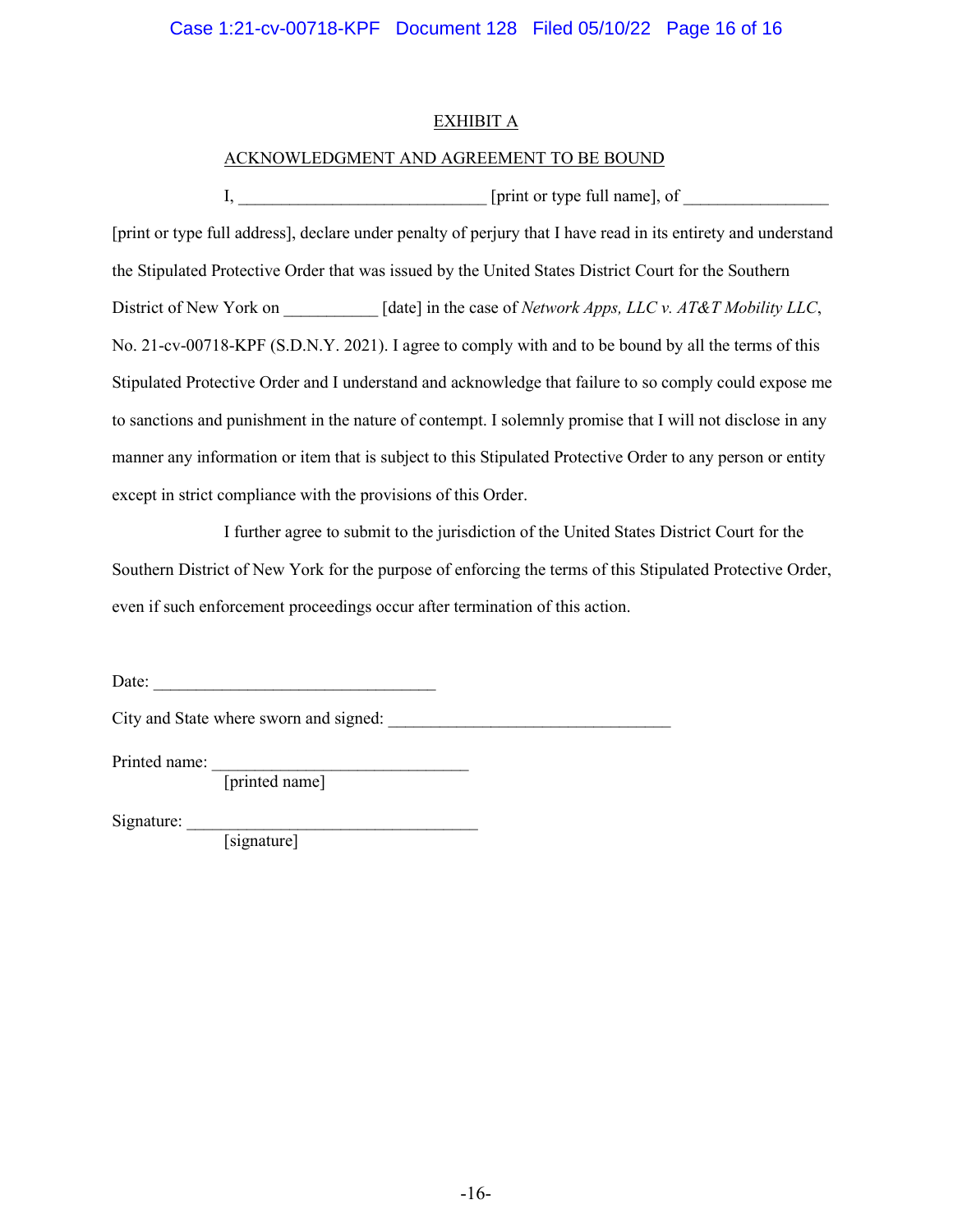# EXHIBIT A

## ACKNOWLEDGMENT AND AGREEMENT TO BE BOUND

I, ____________________________ [print or type full name], of ________________ [print or type full address], declare under penalty of perjury that I have read in its entirety and understand the Stipulated Protective Order that was issued by the United States District Court for the Southern District of New York on ___________ [date] in the case of *Network Apps, LLC v. AT&T Mobility LLC*, No. 21-cv-00718-KPF (S.D.N.Y. 2021). I agree to comply with and to be bound by all the terms of this Stipulated Protective Order and I understand and acknowledge that failure to so comply could expose me to sanctions and punishment in the nature of contempt. I solemnly promise that I will not disclose in any manner any information or item that is subject to this Stipulated Protective Order to any person or entity except in strict compliance with the provisions of this Order.

I further agree to submit to the jurisdiction of the United States District Court for the Southern District of New York for the purpose of enforcing the terms of this Stipulated Protective Order, even if such enforcement proceedings occur after termination of this action.

Date: ________________________________

City and State where sworn and signed: ________________________________

Printed name: ______________________________
[printed name]

Signature: __________________________________
[signature]